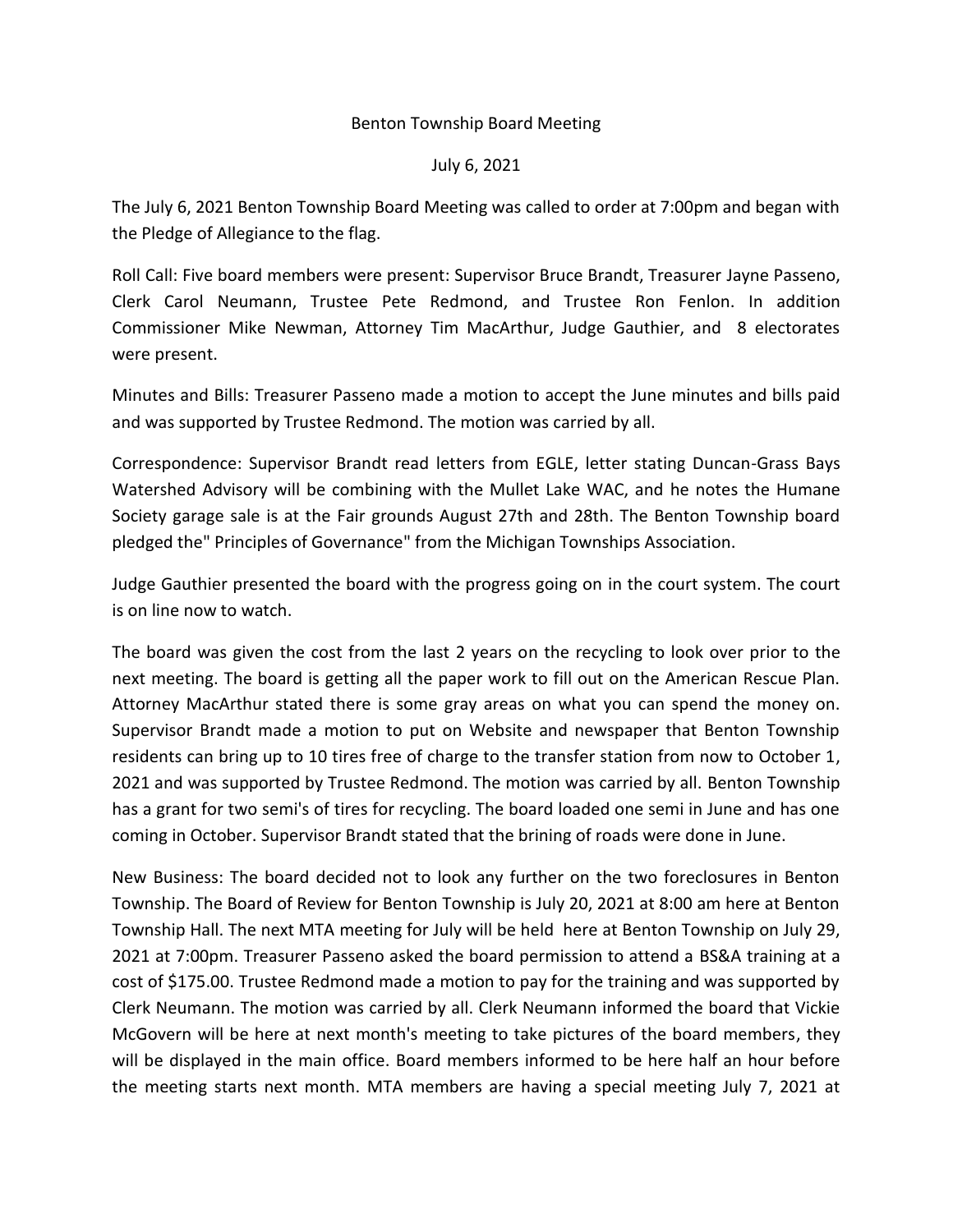Benton Township Board Meeting

July 6, 2021

The July 6, 2021 Benton Township Board Meeting was called to order at 7:00pm and began with the Pledge of Allegiance to the flag.

Roll Call: Five board members were present: Supervisor Bruce Brandt, Treasurer Jayne Passeno, Clerk Carol Neumann, Trustee Pete Redmond, and Trustee Ron Fenlon. In addition Commissioner Mike Newman, Attorney Tim MacArthur, Judge Gauthier, and 8 electorates were present.

Minutes and Bills: Treasurer Passeno made a motion to accept the June minutes and bills paid and was supported by Trustee Redmond. The motion was carried by all.

Correspondence: Supervisor Brandt read letters from EGLE, letter stating Duncan-Grass Bays Watershed Advisory will be combining with the Mullet Lake WAC, and he notes the Humane Society garage sale is at the Fair grounds August 27th and 28th. The Benton Township board pledged the" Principles of Governance" from the Michigan Townships Association.

Judge Gauthier presented the board with the progress going on in the court system. The court is on line now to watch.

The board was given the cost from the last 2 years on the recycling to look over prior to the next meeting. The board is getting all the paper work to fill out on the American Rescue Plan. Attorney MacArthur stated there is some gray areas on what you can spend the money on. Supervisor Brandt made a motion to put on Website and newspaper that Benton Township residents can bring up to 10 tires free of charge to the transfer station from now to October 1, 2021 and was supported by Trustee Redmond. The motion was carried by all. Benton Township has a grant for two semi's of tires for recycling. The board loaded one semi in June and has one coming in October. Supervisor Brandt stated that the brining of roads were done in June.

New Business: The board decided not to look any further on the two foreclosures in Benton Township. The Board of Review for Benton Township is July 20, 2021 at 8:00 am here at Benton Township Hall. The next MTA meeting for July will be held here at Benton Township on July 29, 2021 at 7:00pm. Treasurer Passeno asked the board permission to attend a BS&A training at a cost of $175.00. Trustee Redmond made a motion to pay for the training and was supported by Clerk Neumann. The motion was carried by all. Clerk Neumann informed the board that Vickie McGovern will be here at next month's meeting to take pictures of the board members, they will be displayed in the main office. Board members informed to be here half an hour before the meeting starts next month. MTA members are having a special meeting July 7, 2021 at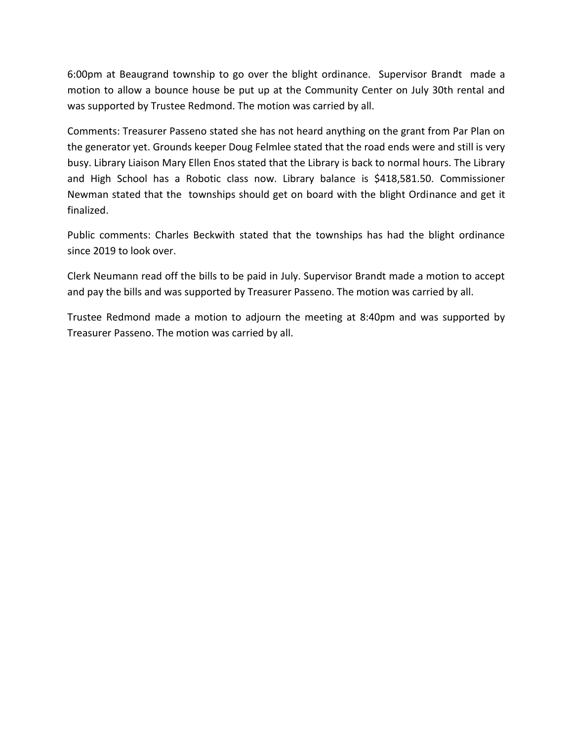6:00pm at Beaugrand township to go over the blight ordinance. Supervisor Brandt made a motion to allow a bounce house be put up at the Community Center on July 30th rental and was supported by Trustee Redmond. The motion was carried by all.

Comments: Treasurer Passeno stated she has not heard anything on the grant from Par Plan on the generator yet. Grounds keeper Doug Felmlee stated that the road ends were and still is very busy. Library Liaison Mary Ellen Enos stated that the Library is back to normal hours. The Library and High School has a Robotic class now. Library balance is $418,581.50. Commissioner Newman stated that the townships should get on board with the blight Ordinance and get it finalized.

Public comments: Charles Beckwith stated that the townships has had the blight ordinance since 2019 to look over.

Clerk Neumann read off the bills to be paid in July. Supervisor Brandt made a motion to accept and pay the bills and was supported by Treasurer Passeno. The motion was carried by all.

Trustee Redmond made a motion to adjourn the meeting at 8:40pm and was supported by Treasurer Passeno. The motion was carried by all.